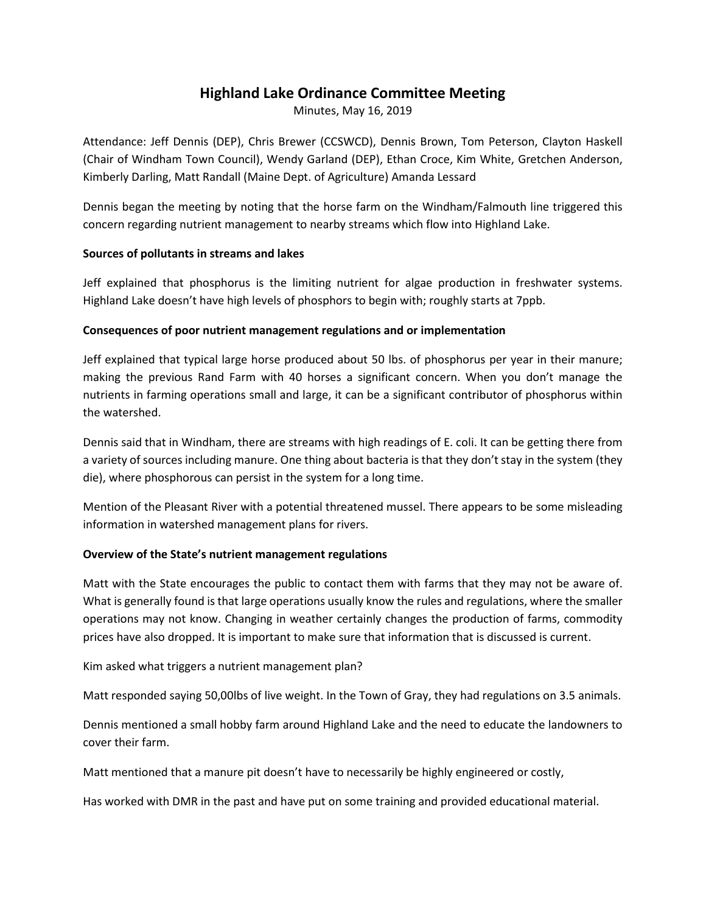# Highland Lake Ordinance Committee Meeting

Minutes, May 16, 2019

Attendance: Jeff Dennis (DEP), Chris Brewer (CCSWCD), Dennis Brown, Tom Peterson, Clayton Haskell (Chair of Windham Town Council), Wendy Garland (DEP), Ethan Croce, Kim White, Gretchen Anderson, Kimberly Darling, Matt Randall (Maine Dept. of Agriculture) Amanda Lessard

Dennis began the meeting by noting that the horse farm on the Windham/Falmouth line triggered this concern regarding nutrient management to nearby streams which flow into Highland Lake.

**Sources of pollutants in streams and lakes**

Jeff explained that phosphorus is the limiting nutrient for algae production in freshwater systems. Highland Lake doesn't have high levels of phosphors to begin with; roughly starts at 7ppb.

**Consequences of poor nutrient management regulations and or implementation**

Jeff explained that typical large horse produced about 50 lbs. of phosphorus per year in their manure; making the previous Rand Farm with 40 horses a significant concern. When you don't manage the nutrients in farming operations small and large, it can be a significant contributor of phosphorus within the watershed.

Dennis said that in Windham, there are streams with high readings of E. coli. It can be getting there from a variety of sources including manure. One thing about bacteria is that they don't stay in the system (they die), where phosphorous can persist in the system for a long time.

Mention of the Pleasant River with a potential threatened mussel. There appears to be some misleading information in watershed management plans for rivers.

**Overview of the State's nutrient management regulations**

Matt with the State encourages the public to contact them with farms that they may not be aware of. What is generally found is that large operations usually know the rules and regulations, where the smaller operations may not know. Changing in weather certainly changes the production of farms, commodity prices have also dropped. It is important to make sure that information that is discussed is current.

Kim asked what triggers a nutrient management plan?

Matt responded saying 50,00lbs of live weight. In the Town of Gray, they had regulations on 3.5 animals.

Dennis mentioned a small hobby farm around Highland Lake and the need to educate the landowners to cover their farm.

Matt mentioned that a manure pit doesn't have to necessarily be highly engineered or costly,

Has worked with DMR in the past and have put on some training and provided educational material.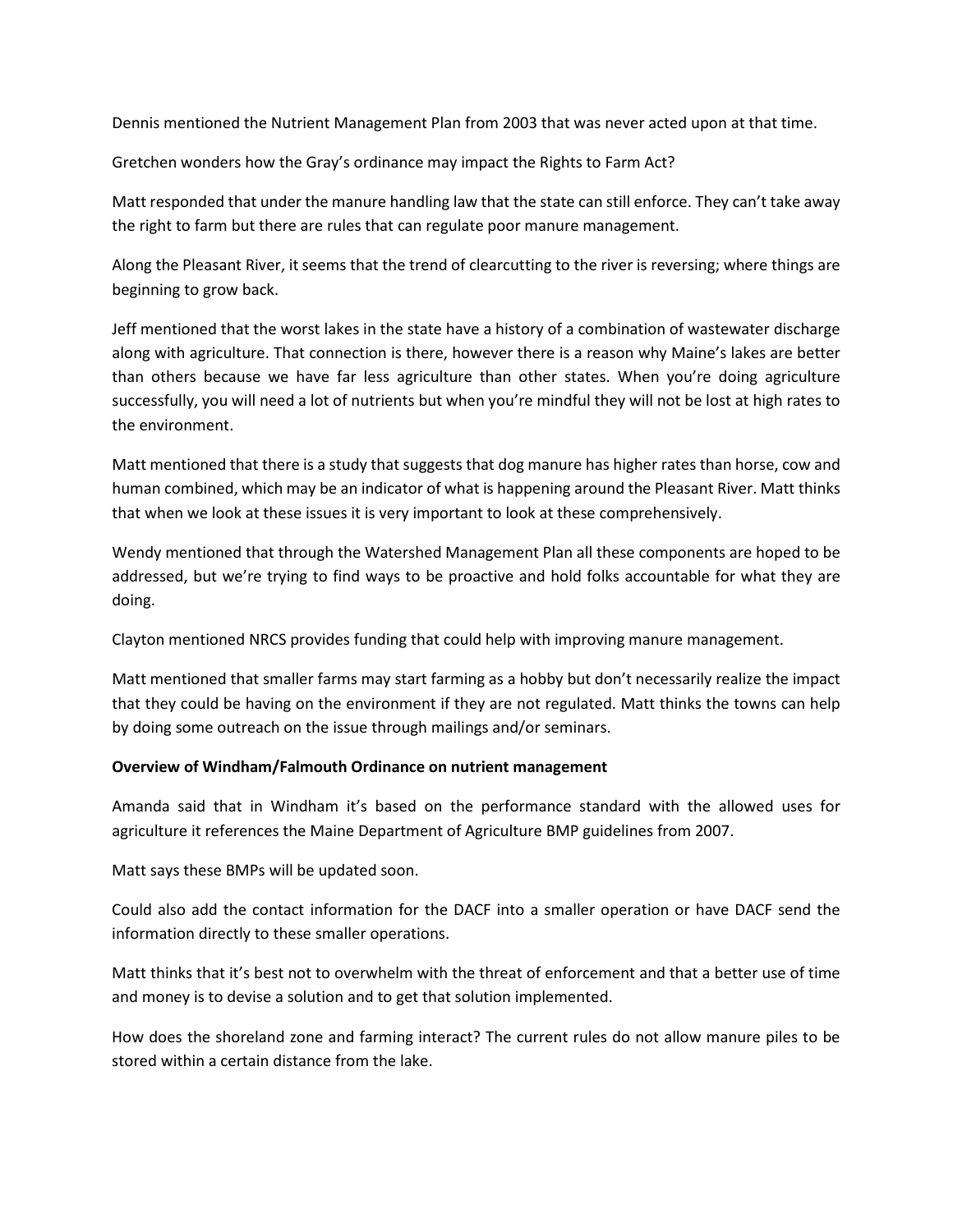Dennis mentioned the Nutrient Management Plan from 2003 that was never acted upon at that time.

Gretchen wonders how the Gray's ordinance may impact the Rights to Farm Act?

Matt responded that under the manure handling law that the state can still enforce. They can't take away the right to farm but there are rules that can regulate poor manure management.

Along the Pleasant River, it seems that the trend of clearcutting to the river is reversing; where things are beginning to grow back.

Jeff mentioned that the worst lakes in the state have a history of a combination of wastewater discharge along with agriculture. That connection is there, however there is a reason why Maine's lakes are better than others because we have far less agriculture than other states. When you're doing agriculture successfully, you will need a lot of nutrients but when you're mindful they will not be lost at high rates to the environment.

Matt mentioned that there is a study that suggests that dog manure has higher rates than horse, cow and human combined, which may be an indicator of what is happening around the Pleasant River. Matt thinks that when we look at these issues it is very important to look at these comprehensively.

Wendy mentioned that through the Watershed Management Plan all these components are hoped to be addressed, but we're trying to find ways to be proactive and hold folks accountable for what they are doing.

Clayton mentioned NRCS provides funding that could help with improving manure management.

Matt mentioned that smaller farms may start farming as a hobby but don't necessarily realize the impact that they could be having on the environment if they are not regulated. Matt thinks the towns can help by doing some outreach on the issue through mailings and/or seminars.

**Overview of Windham/Falmouth Ordinance on nutrient management**

Amanda said that in Windham it's based on the performance standard with the allowed uses for agriculture it references the Maine Department of Agriculture BMP guidelines from 2007.

Matt says these BMPs will be updated soon.

Could also add the contact information for the DACF into a smaller operation or have DACF send the information directly to these smaller operations.

Matt thinks that it's best not to overwhelm with the threat of enforcement and that a better use of time and money is to devise a solution and to get that solution implemented.

How does the shoreland zone and farming interact? The current rules do not allow manure piles to be stored within a certain distance from the lake.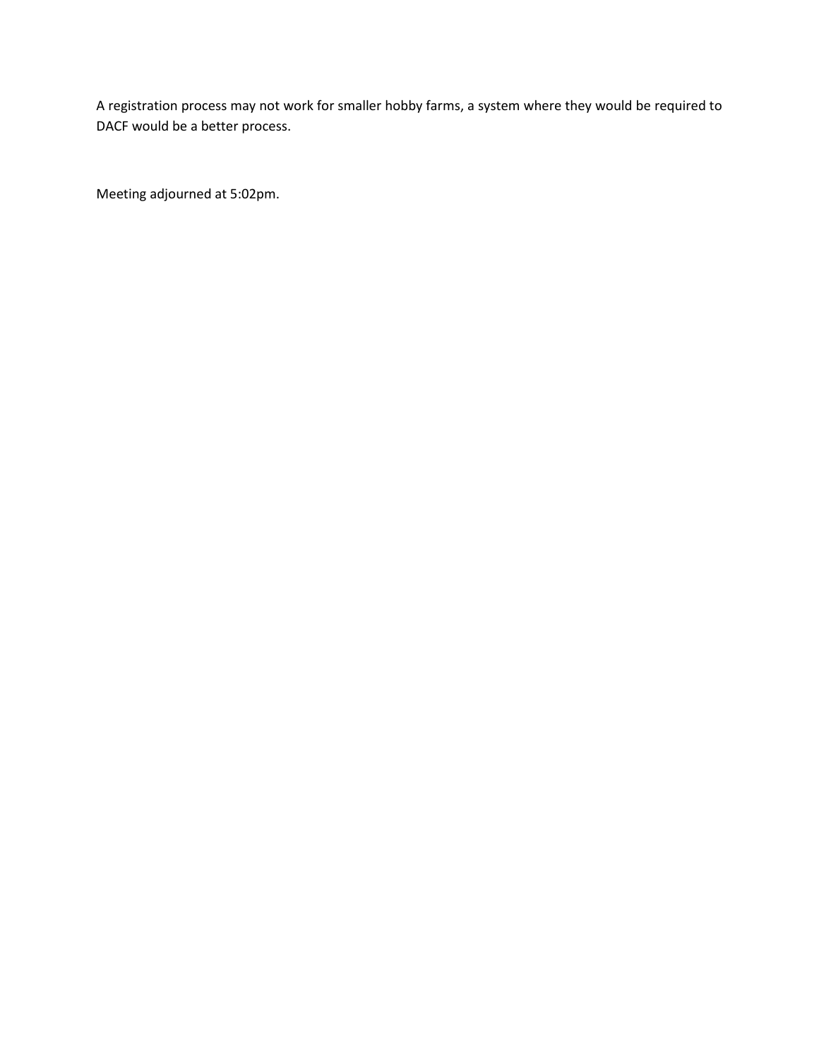A registration process may not work for smaller hobby farms, a system where they would be required to DACF would be a better process.

Meeting adjourned at 5:02pm.